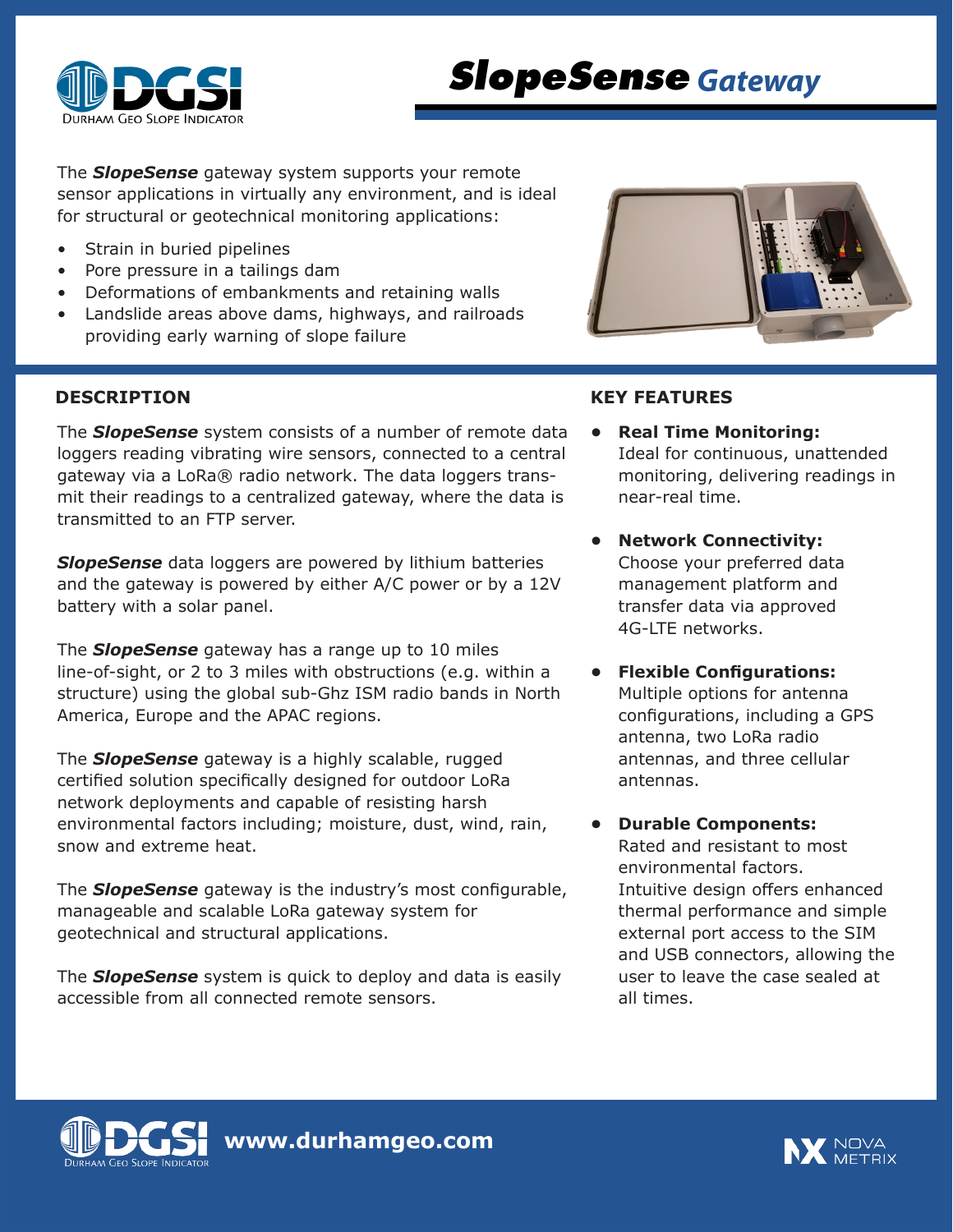# *SlopeSense* Gateway

The ***SlopeSense*** gateway system supports your remote sensor applications in virtually any environment, and is ideal for structural or geotechnical monitoring applications:

- Strain in buried pipelines
- Pore pressure in a tailings dam
- Deformations of embankments and retaining walls
- Landslide areas above dams, highways, and railroads providing early warning of slope failure

## DESCRIPTION

The ***SlopeSense*** system consists of a number of remote data loggers reading vibrating wire sensors, connected to a central gateway via a LoRa® radio network. The data loggers transmit their readings to a centralized gateway, where the data is transmitted to an FTP server.

***SlopeSense*** data loggers are powered by lithium batteries and the gateway is powered by either A/C power or by a 12V battery with a solar panel.

The ***SlopeSense*** gateway has a range up to 10 miles line-of-sight, or 2 to 3 miles with obstructions (e.g. within a structure) using the global sub-Ghz ISM radio bands in North America, Europe and the APAC regions.

The ***SlopeSense*** gateway is a highly scalable, rugged certified solution specifically designed for outdoor LoRa network deployments and capable of resisting harsh environmental factors including; moisture, dust, wind, rain, snow and extreme heat.

The ***SlopeSense*** gateway is the industry's most configurable, manageable and scalable LoRa gateway system for geotechnical and structural applications.

The ***SlopeSense*** system is quick to deploy and data is easily accessible from all connected remote sensors.

## KEY FEATURES

- **Real Time Monitoring:** Ideal for continuous, unattended monitoring, delivering readings in near-real time.
- **Network Connectivity:** Choose your preferred data management platform and transfer data via approved 4G-LTE networks.
- **Flexible Configurations:** Multiple options for antenna configurations, including a GPS antenna, two LoRa radio antennas, and three cellular antennas.
- **Durable Components:** Rated and resistant to most environmental factors. Intuitive design offers enhanced thermal performance and simple external port access to the SIM and USB connectors, allowing the user to leave the case sealed at all times.

www.durhamgeo.com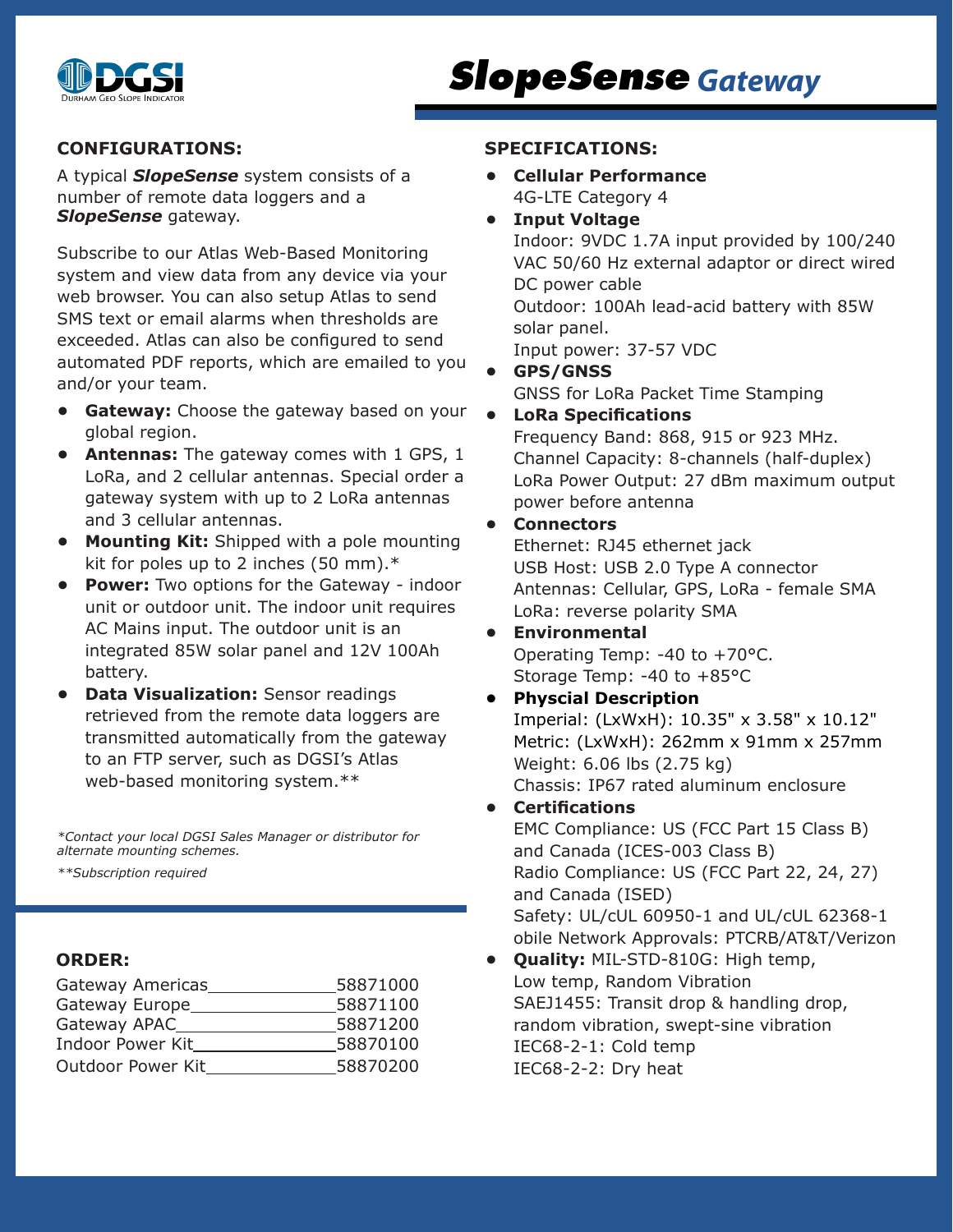# *SlopeSense* Gateway

## CONFIGURATIONS:

A typical ***SlopeSense*** system consists of a number of remote data loggers and a ***SlopeSense*** gateway.

Subscribe to our Atlas Web-Based Monitoring system and view data from any device via your web browser. You can also setup Atlas to send SMS text or email alarms when thresholds are exceeded. Atlas can also be configured to send automated PDF reports, which are emailed to you and/or your team.

- **Gateway:** Choose the gateway based on your global region.
- **Antennas:** The gateway comes with 1 GPS, 1 LoRa, and 2 cellular antennas. Special order a gateway system with up to 2 LoRa antennas and 3 cellular antennas.
- **Mounting Kit:** Shipped with a pole mounting kit for poles up to 2 inches (50 mm).*
- **Power:** Two options for the Gateway - indoor unit or outdoor unit. The indoor unit requires AC Mains input. The outdoor unit is an integrated 85W solar panel and 12V 100Ah battery.
- **Data Visualization:** Sensor readings retrieved from the remote data loggers are transmitted automatically from the gateway to an FTP server, such as DGSI's Atlas web-based monitoring system.**

*\*Contact your local DGSI Sales Manager or distributor for alternate mounting schemes.*

*\*\*Subscription required*

## ORDER:

| | |
|---|---|
| Gateway Americas | 58871000 |
| Gateway Europe | 58871100 |
| Gateway APAC | 58871200 |
| Indoor Power Kit | 58870100 |
| Outdoor Power Kit | 58870200 |

## SPECIFICATIONS:

- **Cellular Performance**
  4G-LTE Category 4
- **Input Voltage**
  Indoor: 9VDC 1.7A input provided by 100/240 VAC 50/60 Hz external adaptor or direct wired DC power cable
  Outdoor: 100Ah lead-acid battery with 85W solar panel.
  Input power: 37-57 VDC
- **GPS/GNSS**
  GNSS for LoRa Packet Time Stamping
- **LoRa Specifications**
  Frequency Band: 868, 915 or 923 MHz.
  Channel Capacity: 8-channels (half-duplex)
  LoRa Power Output: 27 dBm maximum output power before antenna
- **Connectors**
  Ethernet: RJ45 ethernet jack
  USB Host: USB 2.0 Type A connector
  Antennas: Cellular, GPS, LoRa - female SMA
  LoRa: reverse polarity SMA
- **Environmental**
  Operating Temp: -40 to +70°C.
  Storage Temp: -40 to +85°C
- **Physcial Description**
  Imperial: (LxWxH): 10.35" x 3.58" x 10.12"
  Metric: (LxWxH): 262mm x 91mm x 257mm
  Weight: 6.06 lbs (2.75 kg)
  Chassis: IP67 rated aluminum enclosure
- **Certifications**
  EMC Compliance: US (FCC Part 15 Class B) and Canada (ICES-003 Class B)
  Radio Compliance: US (FCC Part 22, 24, 27) and Canada (ISED)
  Safety: UL/cUL 60950-1 and UL/cUL 62368-1
  obile Network Approvals: PTCRB/AT&T/Verizon
- **Quality:** MIL-STD-810G: High temp, Low temp, Random Vibration
  SAEJ1455: Transit drop & handling drop, random vibration, swept-sine vibration
  IEC68-2-1: Cold temp
  IEC68-2-2: Dry heat